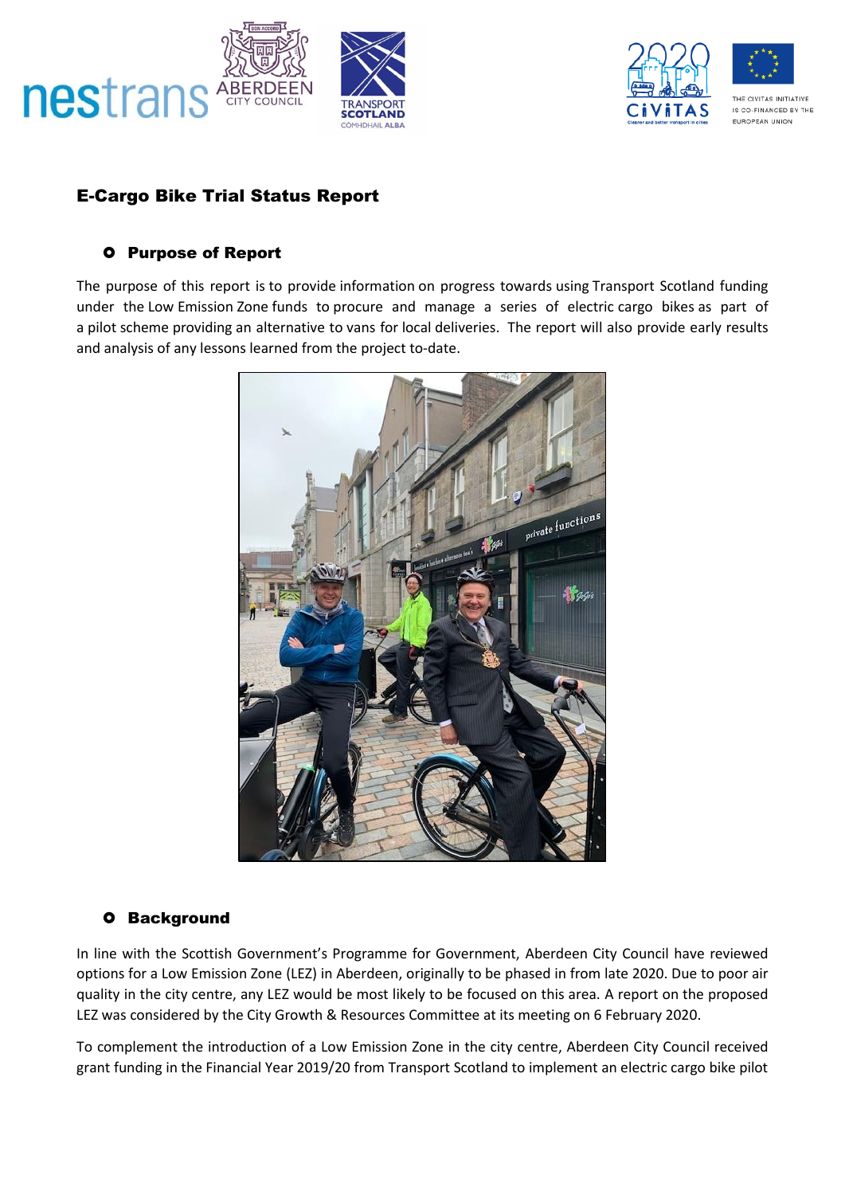# E-Cargo Bike Trial Status Report

## Purpose of Report

The purpose of this report is to provide information on progress towards using Transport Scotland funding under the Low Emission Zone funds to procure and manage a series of electric cargo bikes as part of a pilot scheme providing an alternative to vans for local deliveries. The report will also provide early results and analysis of any lessons learned from the project to-date.

## Background

In line with the Scottish Government's Programme for Government, Aberdeen City Council have reviewed options for a Low Emission Zone (LEZ) in Aberdeen, originally to be phased in from late 2020. Due to poor air quality in the city centre, any LEZ would be most likely to be focused on this area. A report on the proposed LEZ was considered by the City Growth & Resources Committee at its meeting on 6 February 2020.

To complement the introduction of a Low Emission Zone in the city centre, Aberdeen City Council received grant funding in the Financial Year 2019/20 from Transport Scotland to implement an electric cargo bike pilot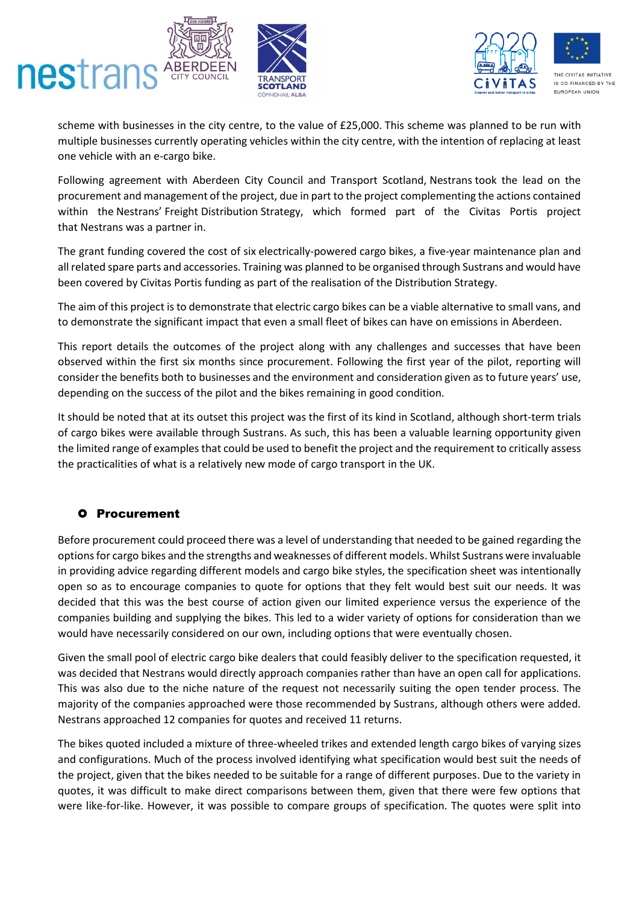scheme with businesses in the city centre, to the value of £25,000. This scheme was planned to be run with multiple businesses currently operating vehicles within the city centre, with the intention of replacing at least one vehicle with an e-cargo bike.

Following agreement with Aberdeen City Council and Transport Scotland, Nestrans took the lead on the procurement and management of the project, due in part to the project complementing the actions contained within the Nestrans' Freight Distribution Strategy, which formed part of the Civitas Portis project that Nestrans was a partner in.

The grant funding covered the cost of six electrically-powered cargo bikes, a five-year maintenance plan and all related spare parts and accessories. Training was planned to be organised through Sustrans and would have been covered by Civitas Portis funding as part of the realisation of the Distribution Strategy.

The aim of this project is to demonstrate that electric cargo bikes can be a viable alternative to small vans, and to demonstrate the significant impact that even a small fleet of bikes can have on emissions in Aberdeen.

This report details the outcomes of the project along with any challenges and successes that have been observed within the first six months since procurement. Following the first year of the pilot, reporting will consider the benefits both to businesses and the environment and consideration given as to future years' use, depending on the success of the pilot and the bikes remaining in good condition.

It should be noted that at its outset this project was the first of its kind in Scotland, although short-term trials of cargo bikes were available through Sustrans. As such, this has been a valuable learning opportunity given the limited range of examples that could be used to benefit the project and the requirement to critically assess the practicalities of what is a relatively new mode of cargo transport in the UK.

## Procurement

Before procurement could proceed there was a level of understanding that needed to be gained regarding the options for cargo bikes and the strengths and weaknesses of different models. Whilst Sustrans were invaluable in providing advice regarding different models and cargo bike styles, the specification sheet was intentionally open so as to encourage companies to quote for options that they felt would best suit our needs. It was decided that this was the best course of action given our limited experience versus the experience of the companies building and supplying the bikes. This led to a wider variety of options for consideration than we would have necessarily considered on our own, including options that were eventually chosen.

Given the small pool of electric cargo bike dealers that could feasibly deliver to the specification requested, it was decided that Nestrans would directly approach companies rather than have an open call for applications. This was also due to the niche nature of the request not necessarily suiting the open tender process. The majority of the companies approached were those recommended by Sustrans, although others were added. Nestrans approached 12 companies for quotes and received 11 returns.

The bikes quoted included a mixture of three-wheeled trikes and extended length cargo bikes of varying sizes and configurations. Much of the process involved identifying what specification would best suit the needs of the project, given that the bikes needed to be suitable for a range of different purposes. Due to the variety in quotes, it was difficult to make direct comparisons between them, given that there were few options that were like-for-like. However, it was possible to compare groups of specification. The quotes were split into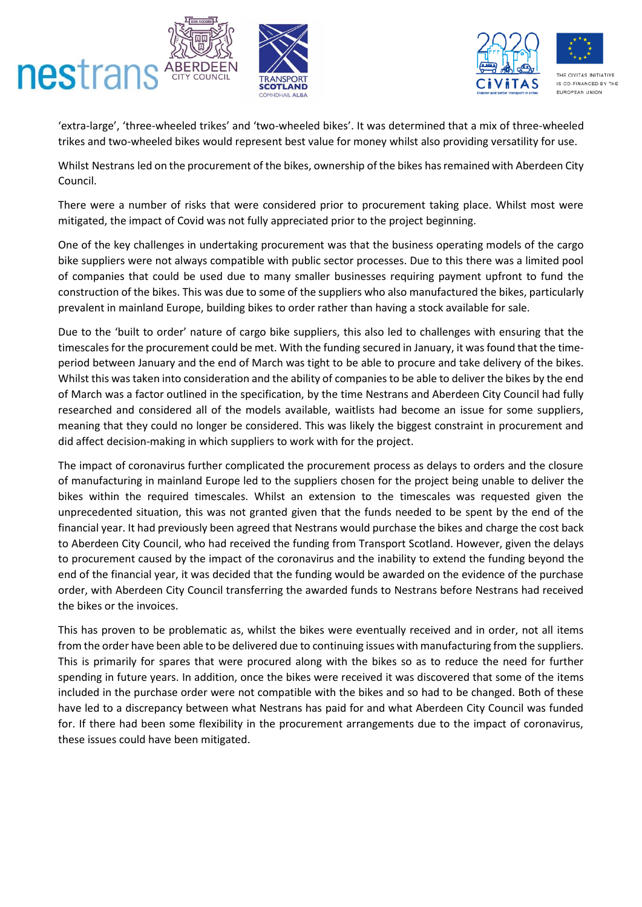'extra-large', 'three-wheeled trikes' and 'two-wheeled bikes'. It was determined that a mix of three-wheeled trikes and two-wheeled bikes would represent best value for money whilst also providing versatility for use.

Whilst Nestrans led on the procurement of the bikes, ownership of the bikes has remained with Aberdeen City Council.

There were a number of risks that were considered prior to procurement taking place. Whilst most were mitigated, the impact of Covid was not fully appreciated prior to the project beginning.

One of the key challenges in undertaking procurement was that the business operating models of the cargo bike suppliers were not always compatible with public sector processes. Due to this there was a limited pool of companies that could be used due to many smaller businesses requiring payment upfront to fund the construction of the bikes. This was due to some of the suppliers who also manufactured the bikes, particularly prevalent in mainland Europe, building bikes to order rather than having a stock available for sale.

Due to the 'built to order' nature of cargo bike suppliers, this also led to challenges with ensuring that the timescales for the procurement could be met. With the funding secured in January, it was found that the time-period between January and the end of March was tight to be able to procure and take delivery of the bikes. Whilst this was taken into consideration and the ability of companies to be able to deliver the bikes by the end of March was a factor outlined in the specification, by the time Nestrans and Aberdeen City Council had fully researched and considered all of the models available, waitlists had become an issue for some suppliers, meaning that they could no longer be considered. This was likely the biggest constraint in procurement and did affect decision-making in which suppliers to work with for the project.

The impact of coronavirus further complicated the procurement process as delays to orders and the closure of manufacturing in mainland Europe led to the suppliers chosen for the project being unable to deliver the bikes within the required timescales. Whilst an extension to the timescales was requested given the unprecedented situation, this was not granted given that the funds needed to be spent by the end of the financial year. It had previously been agreed that Nestrans would purchase the bikes and charge the cost back to Aberdeen City Council, who had received the funding from Transport Scotland. However, given the delays to procurement caused by the impact of the coronavirus and the inability to extend the funding beyond the end of the financial year, it was decided that the funding would be awarded on the evidence of the purchase order, with Aberdeen City Council transferring the awarded funds to Nestrans before Nestrans had received the bikes or the invoices.

This has proven to be problematic as, whilst the bikes were eventually received and in order, not all items from the order have been able to be delivered due to continuing issues with manufacturing from the suppliers. This is primarily for spares that were procured along with the bikes so as to reduce the need for further spending in future years. In addition, once the bikes were received it was discovered that some of the items included in the purchase order were not compatible with the bikes and so had to be changed. Both of these have led to a discrepancy between what Nestrans has paid for and what Aberdeen City Council was funded for. If there had been some flexibility in the procurement arrangements due to the impact of coronavirus, these issues could have been mitigated.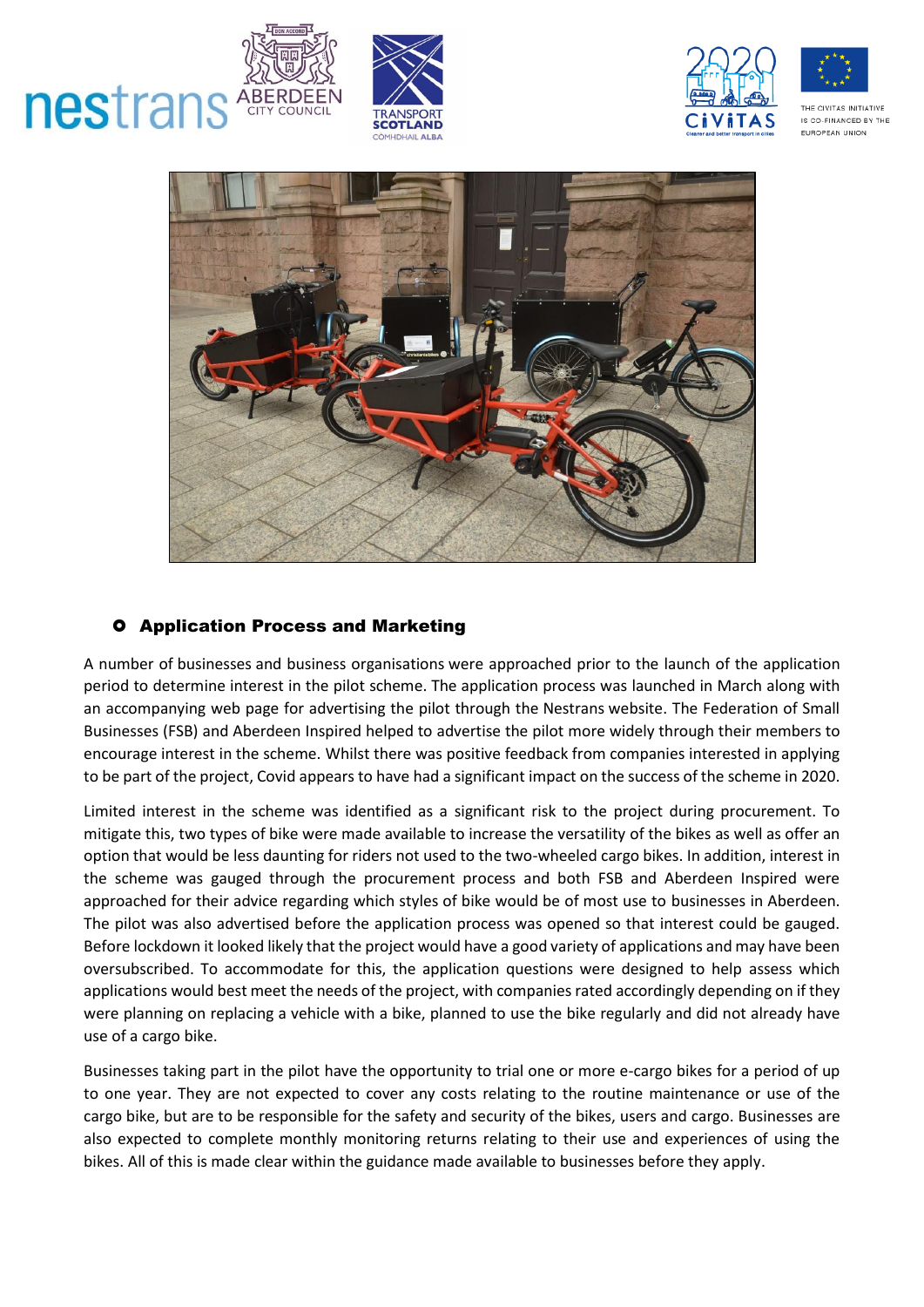## Application Process and Marketing

A number of businesses and business organisations were approached prior to the launch of the application period to determine interest in the pilot scheme. The application process was launched in March along with an accompanying web page for advertising the pilot through the Nestrans website. The Federation of Small Businesses (FSB) and Aberdeen Inspired helped to advertise the pilot more widely through their members to encourage interest in the scheme. Whilst there was positive feedback from companies interested in applying to be part of the project, Covid appears to have had a significant impact on the success of the scheme in 2020.

Limited interest in the scheme was identified as a significant risk to the project during procurement. To mitigate this, two types of bike were made available to increase the versatility of the bikes as well as offer an option that would be less daunting for riders not used to the two-wheeled cargo bikes. In addition, interest in the scheme was gauged through the procurement process and both FSB and Aberdeen Inspired were approached for their advice regarding which styles of bike would be of most use to businesses in Aberdeen. The pilot was also advertised before the application process was opened so that interest could be gauged. Before lockdown it looked likely that the project would have a good variety of applications and may have been oversubscribed. To accommodate for this, the application questions were designed to help assess which applications would best meet the needs of the project, with companies rated accordingly depending on if they were planning on replacing a vehicle with a bike, planned to use the bike regularly and did not already have use of a cargo bike.

Businesses taking part in the pilot have the opportunity to trial one or more e-cargo bikes for a period of up to one year. They are not expected to cover any costs relating to the routine maintenance or use of the cargo bike, but are to be responsible for the safety and security of the bikes, users and cargo. Businesses are also expected to complete monthly monitoring returns relating to their use and experiences of using the bikes. All of this is made clear within the guidance made available to businesses before they apply.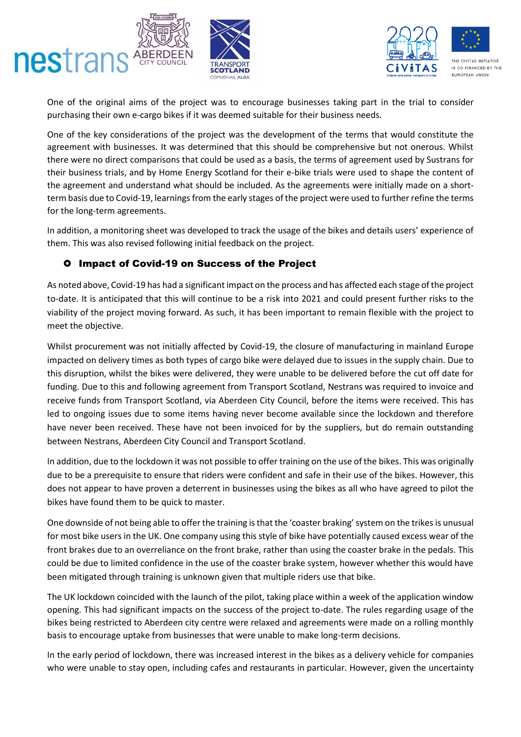One of the original aims of the project was to encourage businesses taking part in the trial to consider purchasing their own e-cargo bikes if it was deemed suitable for their business needs.

One of the key considerations of the project was the development of the terms that would constitute the agreement with businesses. It was determined that this should be comprehensive but not onerous. Whilst there were no direct comparisons that could be used as a basis, the terms of agreement used by Sustrans for their business trials, and by Home Energy Scotland for their e-bike trials were used to shape the content of the agreement and understand what should be included. As the agreements were initially made on a short-term basis due to Covid-19, learnings from the early stages of the project were used to further refine the terms for the long-term agreements.

In addition, a monitoring sheet was developed to track the usage of the bikes and details users' experience of them. This was also revised following initial feedback on the project.

### Impact of Covid-19 on Success of the Project

As noted above, Covid-19 has had a significant impact on the process and has affected each stage of the project to-date. It is anticipated that this will continue to be a risk into 2021 and could present further risks to the viability of the project moving forward. As such, it has been important to remain flexible with the project to meet the objective.

Whilst procurement was not initially affected by Covid-19, the closure of manufacturing in mainland Europe impacted on delivery times as both types of cargo bike were delayed due to issues in the supply chain. Due to this disruption, whilst the bikes were delivered, they were unable to be delivered before the cut off date for funding. Due to this and following agreement from Transport Scotland, Nestrans was required to invoice and receive funds from Transport Scotland, via Aberdeen City Council, before the items were received. This has led to ongoing issues due to some items having never become available since the lockdown and therefore have never been received. These have not been invoiced for by the suppliers, but do remain outstanding between Nestrans, Aberdeen City Council and Transport Scotland.

In addition, due to the lockdown it was not possible to offer training on the use of the bikes. This was originally due to be a prerequisite to ensure that riders were confident and safe in their use of the bikes. However, this does not appear to have proven a deterrent in businesses using the bikes as all who have agreed to pilot the bikes have found them to be quick to master.

One downside of not being able to offer the training is that the 'coaster braking' system on the trikes is unusual for most bike users in the UK. One company using this style of bike have potentially caused excess wear of the front brakes due to an overreliance on the front brake, rather than using the coaster brake in the pedals. This could be due to limited confidence in the use of the coaster brake system, however whether this would have been mitigated through training is unknown given that multiple riders use that bike.

The UK lockdown coincided with the launch of the pilot, taking place within a week of the application window opening. This had significant impacts on the success of the project to-date. The rules regarding usage of the bikes being restricted to Aberdeen city centre were relaxed and agreements were made on a rolling monthly basis to encourage uptake from businesses that were unable to make long-term decisions.

In the early period of lockdown, there was increased interest in the bikes as a delivery vehicle for companies who were unable to stay open, including cafes and restaurants in particular. However, given the uncertainty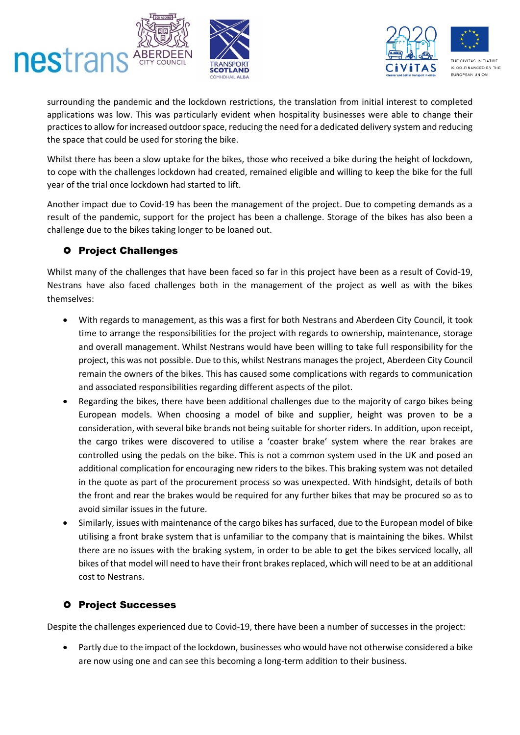surrounding the pandemic and the lockdown restrictions, the translation from initial interest to completed applications was low. This was particularly evident when hospitality businesses were able to change their practices to allow for increased outdoor space, reducing the need for a dedicated delivery system and reducing the space that could be used for storing the bike.

Whilst there has been a slow uptake for the bikes, those who received a bike during the height of lockdown, to cope with the challenges lockdown had created, remained eligible and willing to keep the bike for the full year of the trial once lockdown had started to lift.

Another impact due to Covid-19 has been the management of the project. Due to competing demands as a result of the pandemic, support for the project has been a challenge. Storage of the bikes has also been a challenge due to the bikes taking longer to be loaned out.

## Project Challenges

Whilst many of the challenges that have been faced so far in this project have been as a result of Covid-19, Nestrans have also faced challenges both in the management of the project as well as with the bikes themselves:

- With regards to management, as this was a first for both Nestrans and Aberdeen City Council, it took time to arrange the responsibilities for the project with regards to ownership, maintenance, storage and overall management. Whilst Nestrans would have been willing to take full responsibility for the project, this was not possible. Due to this, whilst Nestrans manages the project, Aberdeen City Council remain the owners of the bikes. This has caused some complications with regards to communication and associated responsibilities regarding different aspects of the pilot.
- Regarding the bikes, there have been additional challenges due to the majority of cargo bikes being European models. When choosing a model of bike and supplier, height was proven to be a consideration, with several bike brands not being suitable for shorter riders. In addition, upon receipt, the cargo trikes were discovered to utilise a 'coaster brake' system where the rear brakes are controlled using the pedals on the bike. This is not a common system used in the UK and posed an additional complication for encouraging new riders to the bikes. This braking system was not detailed in the quote as part of the procurement process so was unexpected. With hindsight, details of both the front and rear the brakes would be required for any further bikes that may be procured so as to avoid similar issues in the future.
- Similarly, issues with maintenance of the cargo bikes has surfaced, due to the European model of bike utilising a front brake system that is unfamiliar to the company that is maintaining the bikes. Whilst there are no issues with the braking system, in order to be able to get the bikes serviced locally, all bikes of that model will need to have their front brakes replaced, which will need to be at an additional cost to Nestrans.

## Project Successes

Despite the challenges experienced due to Covid-19, there have been a number of successes in the project:

- Partly due to the impact of the lockdown, businesses who would have not otherwise considered a bike are now using one and can see this becoming a long-term addition to their business.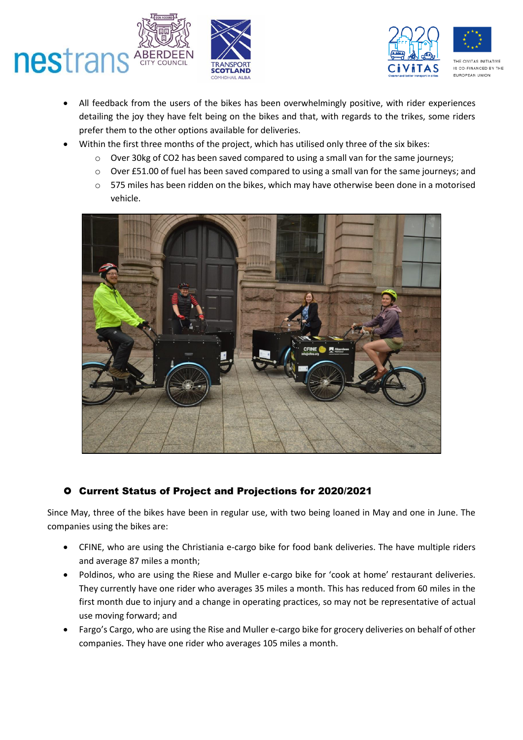- All feedback from the users of the bikes has been overwhelmingly positive, with rider experiences detailing the joy they have felt being on the bikes and that, with regards to the trikes, some riders prefer them to the other options available for deliveries.
- Within the first three months of the project, which has utilised only three of the six bikes:
  - Over 30kg of CO2 has been saved compared to using a small van for the same journeys;
  - Over £51.00 of fuel has been saved compared to using a small van for the same journeys; and
  - 575 miles has been ridden on the bikes, which may have otherwise been done in a motorised vehicle.

## Current Status of Project and Projections for 2020/2021

Since May, three of the bikes have been in regular use, with two being loaned in May and one in June. The companies using the bikes are:

- CFINE, who are using the Christiania e-cargo bike for food bank deliveries. The have multiple riders and average 87 miles a month;
- Poldinos, who are using the Riese and Muller e-cargo bike for 'cook at home' restaurant deliveries. They currently have one rider who averages 35 miles a month. This has reduced from 60 miles in the first month due to injury and a change in operating practices, so may not be representative of actual use moving forward; and
- Fargo's Cargo, who are using the Rise and Muller e-cargo bike for grocery deliveries on behalf of other companies. They have one rider who averages 105 miles a month.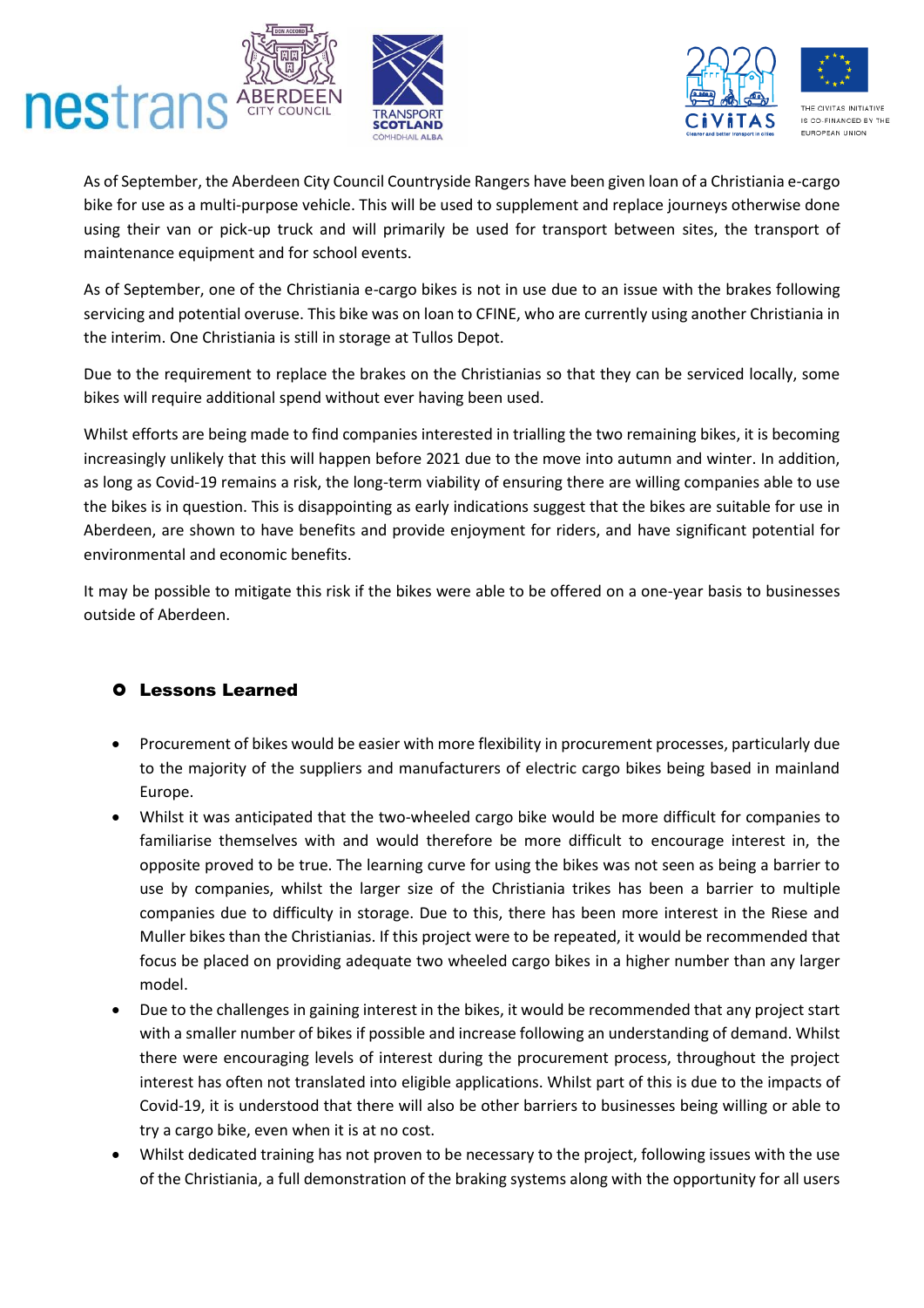As of September, the Aberdeen City Council Countryside Rangers have been given loan of a Christiania e-cargo bike for use as a multi-purpose vehicle. This will be used to supplement and replace journeys otherwise done using their van or pick-up truck and will primarily be used for transport between sites, the transport of maintenance equipment and for school events.

As of September, one of the Christiania e-cargo bikes is not in use due to an issue with the brakes following servicing and potential overuse. This bike was on loan to CFINE, who are currently using another Christiania in the interim. One Christiania is still in storage at Tullos Depot.

Due to the requirement to replace the brakes on the Christianias so that they can be serviced locally, some bikes will require additional spend without ever having been used.

Whilst efforts are being made to find companies interested in trialling the two remaining bikes, it is becoming increasingly unlikely that this will happen before 2021 due to the move into autumn and winter. In addition, as long as Covid-19 remains a risk, the long-term viability of ensuring there are willing companies able to use the bikes is in question. This is disappointing as early indications suggest that the bikes are suitable for use in Aberdeen, are shown to have benefits and provide enjoyment for riders, and have significant potential for environmental and economic benefits.

It may be possible to mitigate this risk if the bikes were able to be offered on a one-year basis to businesses outside of Aberdeen.

## Lessons Learned

- Procurement of bikes would be easier with more flexibility in procurement processes, particularly due to the majority of the suppliers and manufacturers of electric cargo bikes being based in mainland Europe.
- Whilst it was anticipated that the two-wheeled cargo bike would be more difficult for companies to familiarise themselves with and would therefore be more difficult to encourage interest in, the opposite proved to be true. The learning curve for using the bikes was not seen as being a barrier to use by companies, whilst the larger size of the Christiania trikes has been a barrier to multiple companies due to difficulty in storage. Due to this, there has been more interest in the Riese and Muller bikes than the Christianias. If this project were to be repeated, it would be recommended that focus be placed on providing adequate two wheeled cargo bikes in a higher number than any larger model.
- Due to the challenges in gaining interest in the bikes, it would be recommended that any project start with a smaller number of bikes if possible and increase following an understanding of demand. Whilst there were encouraging levels of interest during the procurement process, throughout the project interest has often not translated into eligible applications. Whilst part of this is due to the impacts of Covid-19, it is understood that there will also be other barriers to businesses being willing or able to try a cargo bike, even when it is at no cost.
- Whilst dedicated training has not proven to be necessary to the project, following issues with the use of the Christiania, a full demonstration of the braking systems along with the opportunity for all users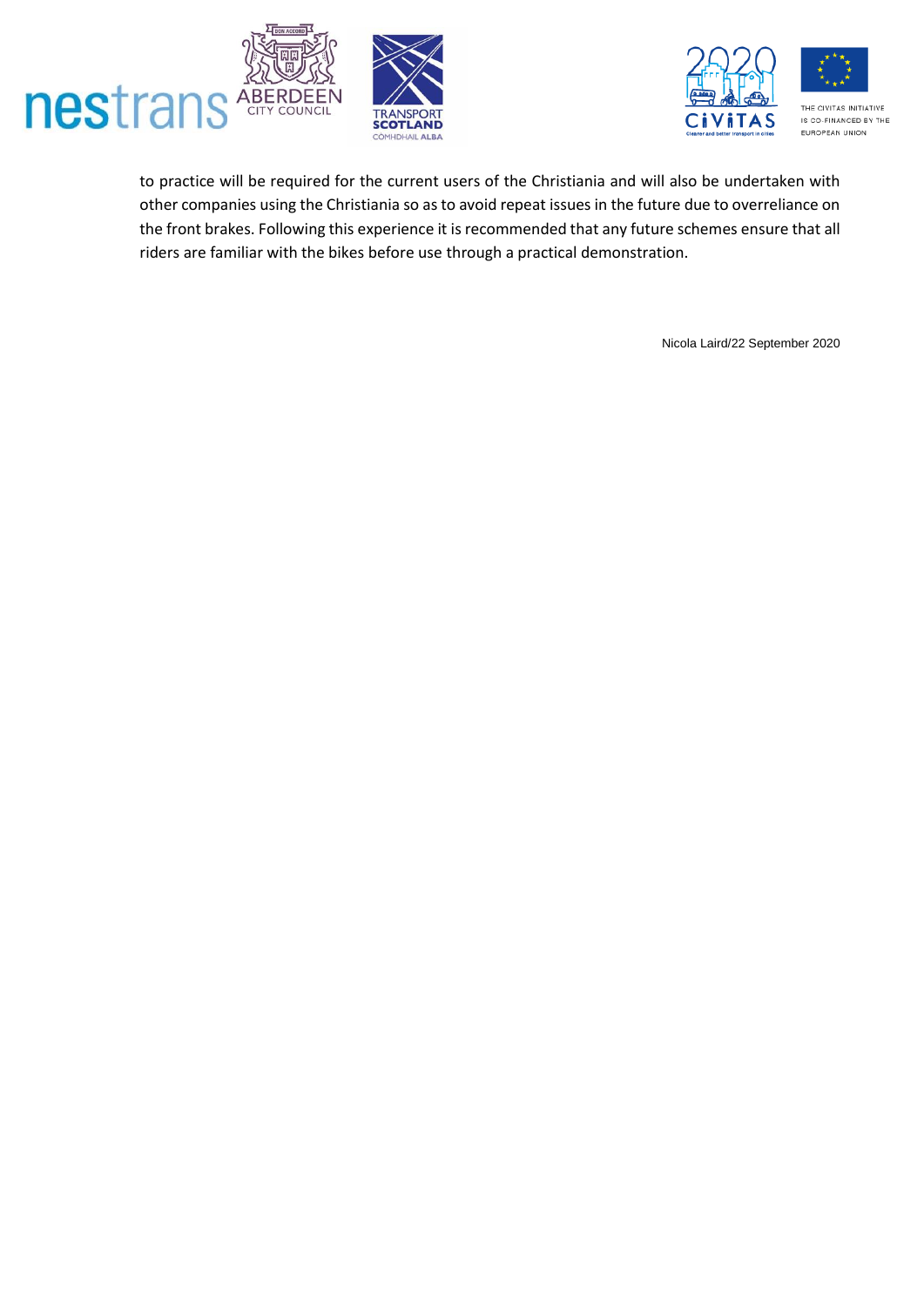to practice will be required for the current users of the Christiania and will also be undertaken with other companies using the Christiania so as to avoid repeat issues in the future due to overreliance on the front brakes. Following this experience it is recommended that any future schemes ensure that all riders are familiar with the bikes before use through a practical demonstration.

Nicola Laird/22 September 2020